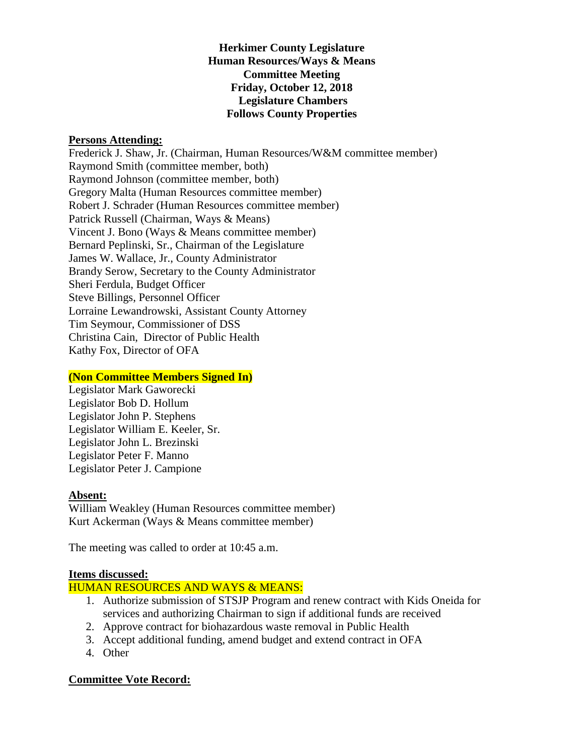**Herkimer County Legislature**
**Human Resources/Ways & Means**
**Committee Meeting**
**Friday, October 12, 2018**
**Legislature Chambers**
**Follows County Properties**

**Persons Attending:**

Frederick J. Shaw, Jr. (Chairman, Human Resources/W&M committee member)
Raymond Smith (committee member, both)
Raymond Johnson (committee member, both)
Gregory Malta (Human Resources committee member)
Robert J. Schrader (Human Resources committee member)
Patrick Russell (Chairman, Ways & Means)
Vincent J. Bono (Ways & Means committee member)
Bernard Peplinski, Sr., Chairman of the Legislature
James W. Wallace, Jr., County Administrator
Brandy Serow, Secretary to the County Administrator
Sheri Ferdula, Budget Officer
Steve Billings, Personnel Officer
Lorraine Lewandrowski, Assistant County Attorney
Tim Seymour, Commissioner of DSS
Christina Cain, Director of Public Health
Kathy Fox, Director of OFA

**(Non Committee Members Signed In)**

Legislator Mark Gaworecki
Legislator Bob D. Hollum
Legislator John P. Stephens
Legislator William E. Keeler, Sr.
Legislator John L. Brezinski
Legislator Peter F. Manno
Legislator Peter J. Campione

**Absent:**

William Weakley (Human Resources committee member)
Kurt Ackerman (Ways & Means committee member)

The meeting was called to order at 10:45 a.m.

**Items discussed:**

HUMAN RESOURCES AND WAYS & MEANS:

1. Authorize submission of STSJP Program and renew contract with Kids Oneida for services and authorizing Chairman to sign if additional funds are received
2. Approve contract for biohazardous waste removal in Public Health
3. Accept additional funding, amend budget and extend contract in OFA
4. Other

**Committee Vote Record:**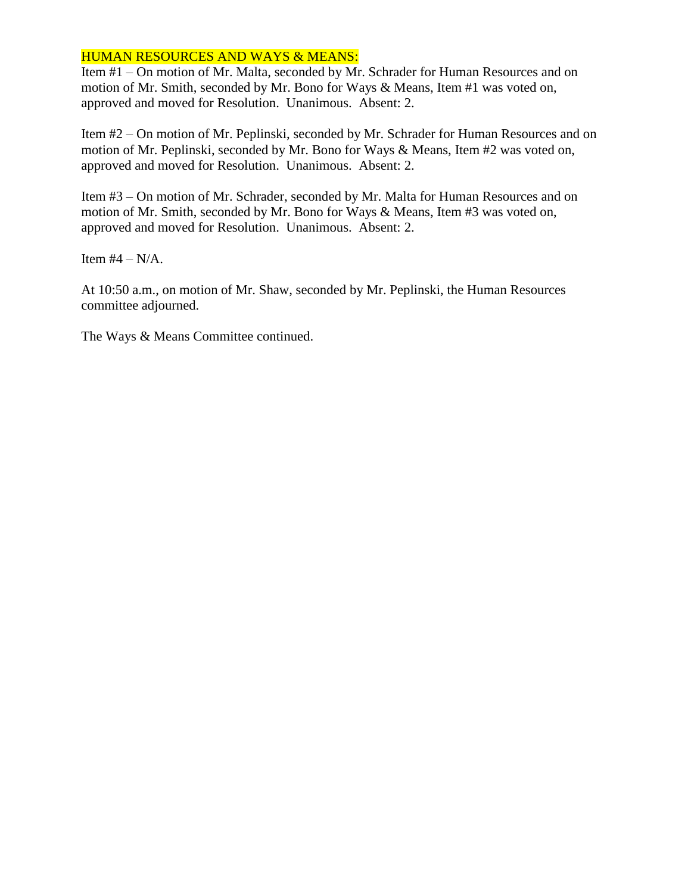HUMAN RESOURCES AND WAYS & MEANS:

Item #1 – On motion of Mr. Malta, seconded by Mr. Schrader for Human Resources and on motion of Mr. Smith, seconded by Mr. Bono for Ways & Means, Item #1 was voted on, approved and moved for Resolution. Unanimous. Absent: 2.

Item #2 – On motion of Mr. Peplinski, seconded by Mr. Schrader for Human Resources and on motion of Mr. Peplinski, seconded by Mr. Bono for Ways & Means, Item #2 was voted on, approved and moved for Resolution. Unanimous. Absent: 2.

Item #3 – On motion of Mr. Schrader, seconded by Mr. Malta for Human Resources and on motion of Mr. Smith, seconded by Mr. Bono for Ways & Means, Item #3 was voted on, approved and moved for Resolution. Unanimous. Absent: 2.

Item #4 – N/A.

At 10:50 a.m., on motion of Mr. Shaw, seconded by Mr. Peplinski, the Human Resources committee adjourned.

The Ways & Means Committee continued.